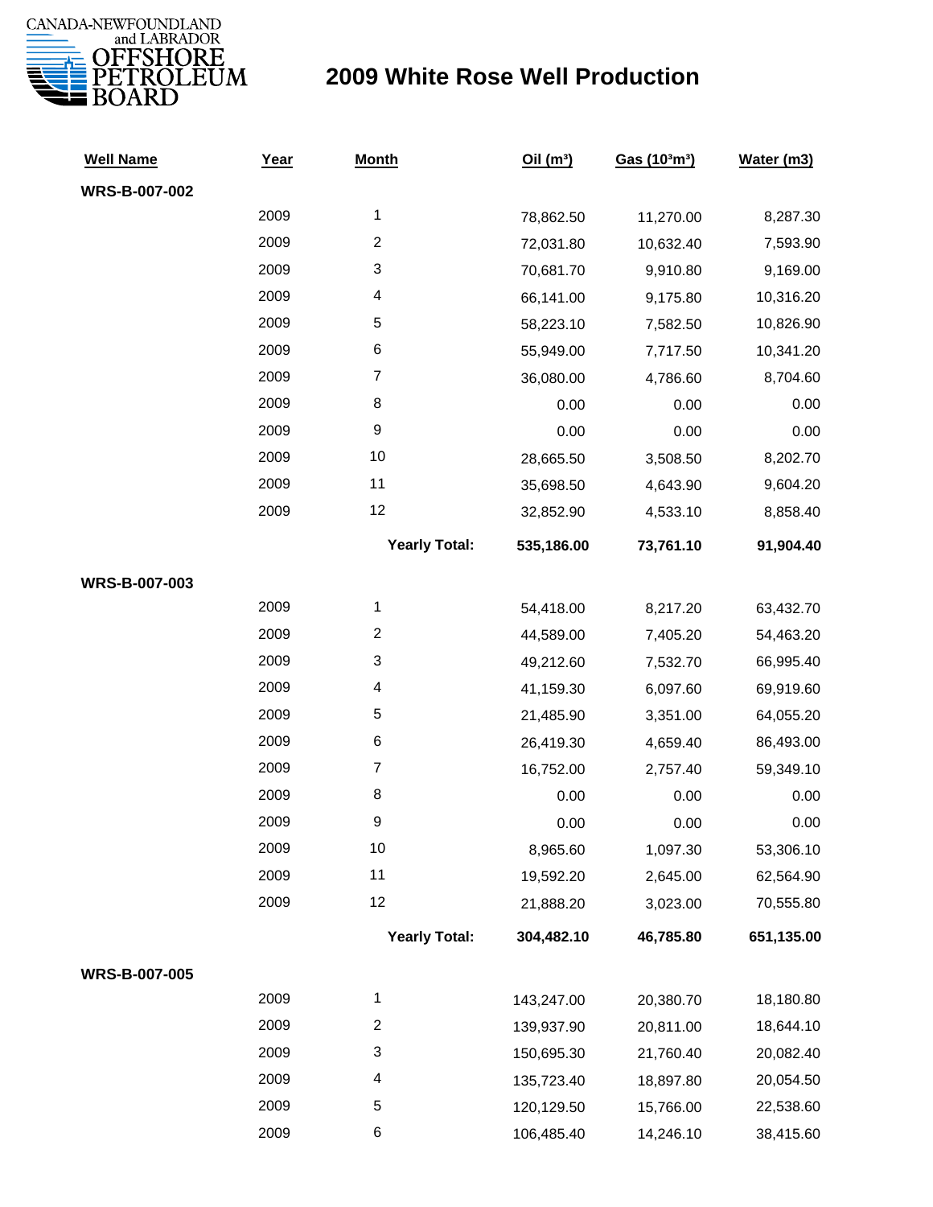CANADA-NEWFOUNDLAND and LABRADOR OFFSHORE PETROLEUM BOARD

# 2009 White Rose Well Production

| Well Name | Year | Month | Oil ($m^3$) | Gas ($10^3 m^3$) | Water (m3) |
|---|---|---|---|---|---|
| **WRS-B-007-002** | | | | | |
| | 2009 | 1 | 78,862.50 | 11,270.00 | 8,287.30 |
| | 2009 | 2 | 72,031.80 | 10,632.40 | 7,593.90 |
| | 2009 | 3 | 70,681.70 | 9,910.80 | 9,169.00 |
| | 2009 | 4 | 66,141.00 | 9,175.80 | 10,316.20 |
| | 2009 | 5 | 58,223.10 | 7,582.50 | 10,826.90 |
| | 2009 | 6 | 55,949.00 | 7,717.50 | 10,341.20 |
| | 2009 | 7 | 36,080.00 | 4,786.60 | 8,704.60 |
| | 2009 | 8 | 0.00 | 0.00 | 0.00 |
| | 2009 | 9 | 0.00 | 0.00 | 0.00 |
| | 2009 | 10 | 28,665.50 | 3,508.50 | 8,202.70 |
| | 2009 | 11 | 35,698.50 | 4,643.90 | 9,604.20 |
| | 2009 | 12 | 32,852.90 | 4,533.10 | 8,858.40 |
| | | **Yearly Total:** | **535,186.00** | **73,761.10** | **91,904.40** |
| **WRS-B-007-003** | | | | | |
| | 2009 | 1 | 54,418.00 | 8,217.20 | 63,432.70 |
| | 2009 | 2 | 44,589.00 | 7,405.20 | 54,463.20 |
| | 2009 | 3 | 49,212.60 | 7,532.70 | 66,995.40 |
| | 2009 | 4 | 41,159.30 | 6,097.60 | 69,919.60 |
| | 2009 | 5 | 21,485.90 | 3,351.00 | 64,055.20 |
| | 2009 | 6 | 26,419.30 | 4,659.40 | 86,493.00 |
| | 2009 | 7 | 16,752.00 | 2,757.40 | 59,349.10 |
| | 2009 | 8 | 0.00 | 0.00 | 0.00 |
| | 2009 | 9 | 0.00 | 0.00 | 0.00 |
| | 2009 | 10 | 8,965.60 | 1,097.30 | 53,306.10 |
| | 2009 | 11 | 19,592.20 | 2,645.00 | 62,564.90 |
| | 2009 | 12 | 21,888.20 | 3,023.00 | 70,555.80 |
| | | **Yearly Total:** | **304,482.10** | **46,785.80** | **651,135.00** |
| **WRS-B-007-005** | | | | | |
| | 2009 | 1 | 143,247.00 | 20,380.70 | 18,180.80 |
| | 2009 | 2 | 139,937.90 | 20,811.00 | 18,644.10 |
| | 2009 | 3 | 150,695.30 | 21,760.40 | 20,082.40 |
| | 2009 | 4 | 135,723.40 | 18,897.80 | 20,054.50 |
| | 2009 | 5 | 120,129.50 | 15,766.00 | 22,538.60 |
| | 2009 | 6 | 106,485.40 | 14,246.10 | 38,415.60 |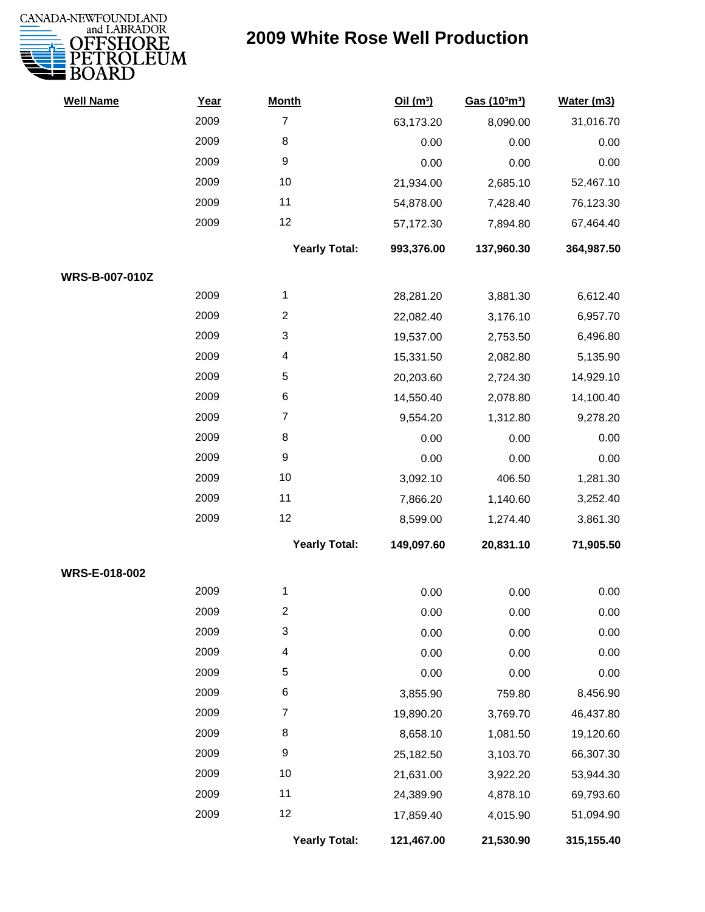# 2009 White Rose Well Production

| Well Name | Year | Month | Oil ($m^3$) | Gas ($10^3m^3$) | Water (m3) |
|---|---|---|---|---|---|
| | 2009 | 7 | 63,173.20 | 8,090.00 | 31,016.70 |
| | 2009 | 8 | 0.00 | 0.00 | 0.00 |
| | 2009 | 9 | 0.00 | 0.00 | 0.00 |
| | 2009 | 10 | 21,934.00 | 2,685.10 | 52,467.10 |
| | 2009 | 11 | 54,878.00 | 7,428.40 | 76,123.30 |
| | 2009 | 12 | 57,172.30 | 7,894.80 | 67,464.40 |
| | | **Yearly Total:** | **993,376.00** | **137,960.30** | **364,987.50** |
| **WRS-B-007-010Z** | | | | | |
| | 2009 | 1 | 28,281.20 | 3,881.30 | 6,612.40 |
| | 2009 | 2 | 22,082.40 | 3,176.10 | 6,957.70 |
| | 2009 | 3 | 19,537.00 | 2,753.50 | 6,496.80 |
| | 2009 | 4 | 15,331.50 | 2,082.80 | 5,135.90 |
| | 2009 | 5 | 20,203.60 | 2,724.30 | 14,929.10 |
| | 2009 | 6 | 14,550.40 | 2,078.80 | 14,100.40 |
| | 2009 | 7 | 9,554.20 | 1,312.80 | 9,278.20 |
| | 2009 | 8 | 0.00 | 0.00 | 0.00 |
| | 2009 | 9 | 0.00 | 0.00 | 0.00 |
| | 2009 | 10 | 3,092.10 | 406.50 | 1,281.30 |
| | 2009 | 11 | 7,866.20 | 1,140.60 | 3,252.40 |
| | 2009 | 12 | 8,599.00 | 1,274.40 | 3,861.30 |
| | | **Yearly Total:** | **149,097.60** | **20,831.10** | **71,905.50** |
| **WRS-E-018-002** | | | | | |
| | 2009 | 1 | 0.00 | 0.00 | 0.00 |
| | 2009 | 2 | 0.00 | 0.00 | 0.00 |
| | 2009 | 3 | 0.00 | 0.00 | 0.00 |
| | 2009 | 4 | 0.00 | 0.00 | 0.00 |
| | 2009 | 5 | 0.00 | 0.00 | 0.00 |
| | 2009 | 6 | 3,855.90 | 759.80 | 8,456.90 |
| | 2009 | 7 | 19,890.20 | 3,769.70 | 46,437.80 |
| | 2009 | 8 | 8,658.10 | 1,081.50 | 19,120.60 |
| | 2009 | 9 | 25,182.50 | 3,103.70 | 66,307.30 |
| | 2009 | 10 | 21,631.00 | 3,922.20 | 53,944.30 |
| | 2009 | 11 | 24,389.90 | 4,878.10 | 69,793.60 |
| | 2009 | 12 | 17,859.40 | 4,015.90 | 51,094.90 |
| | | **Yearly Total:** | **121,467.00** | **21,530.90** | **315,155.40** |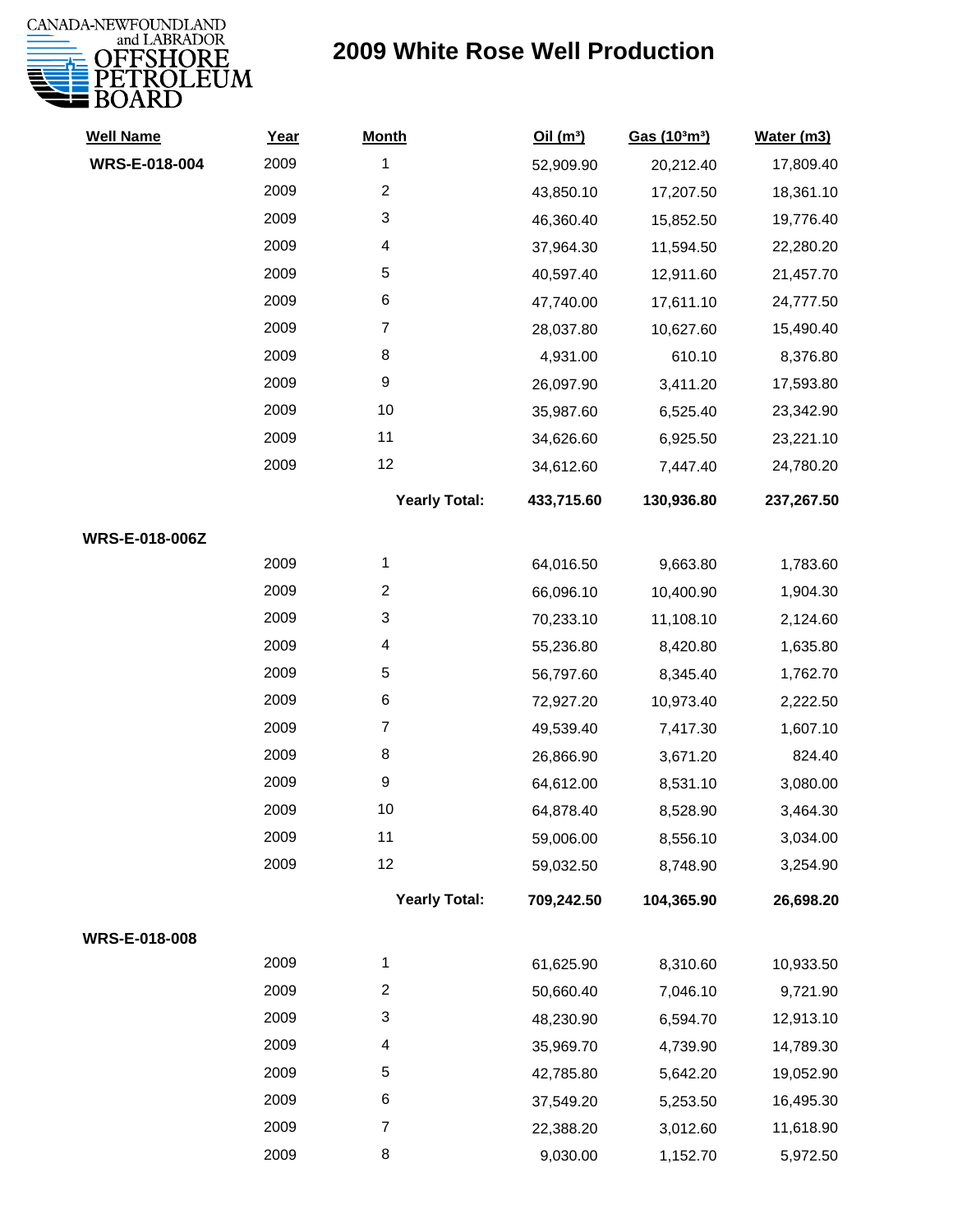CANADA-NEWFOUNDLAND and LABRADOR OFFSHORE PETROLEUM BOARD

# 2009 White Rose Well Production

| Well Name | Year | Month | Oil ($m^3$) | Gas ($10^3m^3$) | Water (m3) |
|---|---|---|---|---|---|
| **WRS-E-018-004** | 2009 | 1 | 52,909.90 | 20,212.40 | 17,809.40 |
| | 2009 | 2 | 43,850.10 | 17,207.50 | 18,361.10 |
| | 2009 | 3 | 46,360.40 | 15,852.50 | 19,776.40 |
| | 2009 | 4 | 37,964.30 | 11,594.50 | 22,280.20 |
| | 2009 | 5 | 40,597.40 | 12,911.60 | 21,457.70 |
| | 2009 | 6 | 47,740.00 | 17,611.10 | 24,777.50 |
| | 2009 | 7 | 28,037.80 | 10,627.60 | 15,490.40 |
| | 2009 | 8 | 4,931.00 | 610.10 | 8,376.80 |
| | 2009 | 9 | 26,097.90 | 3,411.20 | 17,593.80 |
| | 2009 | 10 | 35,987.60 | 6,525.40 | 23,342.90 |
| | 2009 | 11 | 34,626.60 | 6,925.50 | 23,221.10 |
| | 2009 | 12 | 34,612.60 | 7,447.40 | 24,780.20 |
| | | **Yearly Total:** | **433,715.60** | **130,936.80** | **237,267.50** |
| **WRS-E-018-006Z** | | | | | |
| | 2009 | 1 | 64,016.50 | 9,663.80 | 1,783.60 |
| | 2009 | 2 | 66,096.10 | 10,400.90 | 1,904.30 |
| | 2009 | 3 | 70,233.10 | 11,108.10 | 2,124.60 |
| | 2009 | 4 | 55,236.80 | 8,420.80 | 1,635.80 |
| | 2009 | 5 | 56,797.60 | 8,345.40 | 1,762.70 |
| | 2009 | 6 | 72,927.20 | 10,973.40 | 2,222.50 |
| | 2009 | 7 | 49,539.40 | 7,417.30 | 1,607.10 |
| | 2009 | 8 | 26,866.90 | 3,671.20 | 824.40 |
| | 2009 | 9 | 64,612.00 | 8,531.10 | 3,080.00 |
| | 2009 | 10 | 64,878.40 | 8,528.90 | 3,464.30 |
| | 2009 | 11 | 59,006.00 | 8,556.10 | 3,034.00 |
| | 2009 | 12 | 59,032.50 | 8,748.90 | 3,254.90 |
| | | **Yearly Total:** | **709,242.50** | **104,365.90** | **26,698.20** |
| **WRS-E-018-008** | | | | | |
| | 2009 | 1 | 61,625.90 | 8,310.60 | 10,933.50 |
| | 2009 | 2 | 50,660.40 | 7,046.10 | 9,721.90 |
| | 2009 | 3 | 48,230.90 | 6,594.70 | 12,913.10 |
| | 2009 | 4 | 35,969.70 | 4,739.90 | 14,789.30 |
| | 2009 | 5 | 42,785.80 | 5,642.20 | 19,052.90 |
| | 2009 | 6 | 37,549.20 | 5,253.50 | 16,495.30 |
| | 2009 | 7 | 22,388.20 | 3,012.60 | 11,618.90 |
| | 2009 | 8 | 9,030.00 | 1,152.70 | 5,972.50 |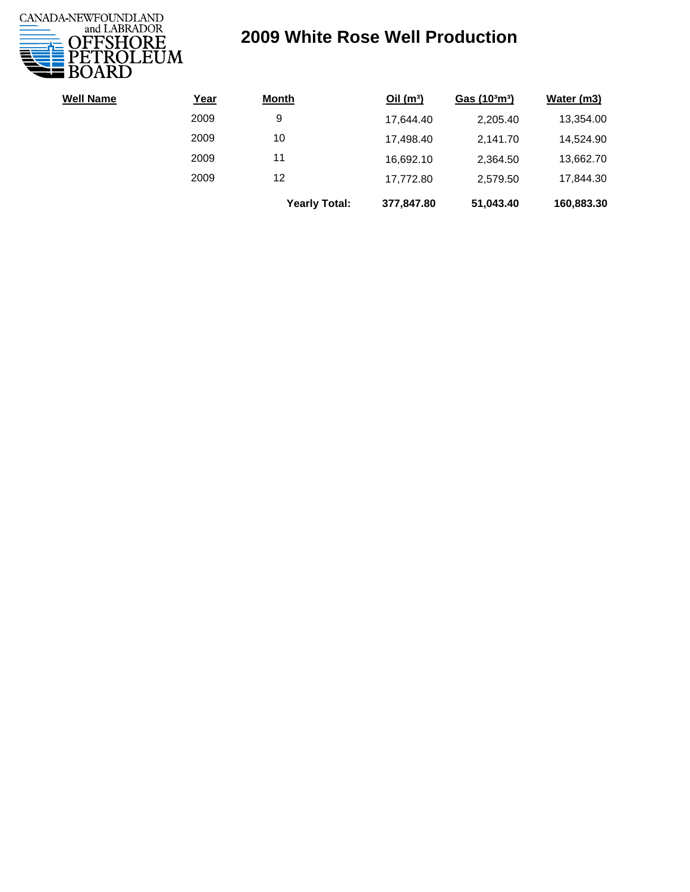# 2009 White Rose Well Production

| Well Name | Year | Month | Oil ($m^3$) | Gas ($10^3m^3$) | Water (m3) |
|---|---|---|---|---|---|
| | 2009 | 9 | 17,644.40 | 2,205.40 | 13,354.00 |
| | 2009 | 10 | 17,498.40 | 2,141.70 | 14,524.90 |
| | 2009 | 11 | 16,692.10 | 2,364.50 | 13,662.70 |
| | 2009 | 12 | 17,772.80 | 2,579.50 | 17,844.30 |
| | | **Yearly Total:** | **377,847.80** | **51,043.40** | **160,883.30** |